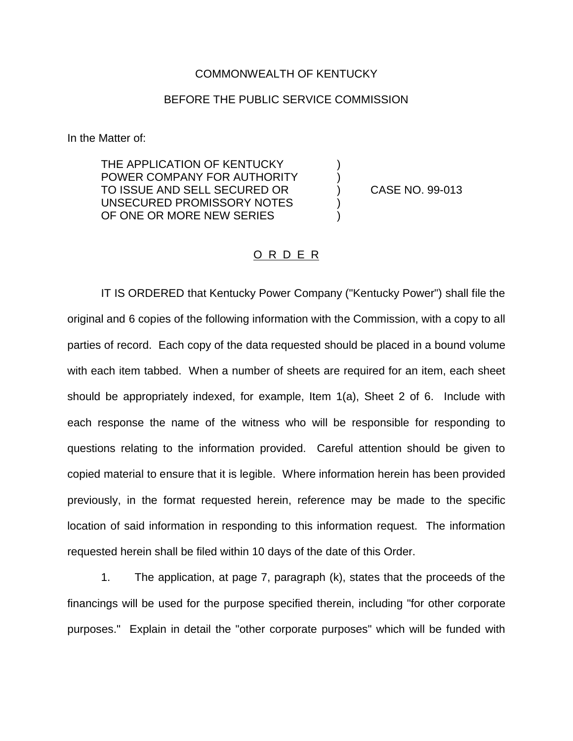COMMONWEALTH OF KENTUCKY

BEFORE THE PUBLIC SERVICE COMMISSION

In the Matter of:

| | | |
|---|---|---|
| THE APPLICATION OF KENTUCKY POWER COMPANY FOR AUTHORITY TO ISSUE AND SELL SECURED OR UNSECURED PROMISSORY NOTES OF ONE OR MORE NEW SERIES | ) | CASE NO. 99-013 |

O R D E R

IT IS ORDERED that Kentucky Power Company ("Kentucky Power") shall file the original and 6 copies of the following information with the Commission, with a copy to all parties of record. Each copy of the data requested should be placed in a bound volume with each item tabbed. When a number of sheets are required for an item, each sheet should be appropriately indexed, for example, Item 1(a), Sheet 2 of 6. Include with each response the name of the witness who will be responsible for responding to questions relating to the information provided. Careful attention should be given to copied material to ensure that it is legible. Where information herein has been provided previously, in the format requested herein, reference may be made to the specific location of said information in responding to this information request. The information requested herein shall be filed within 10 days of the date of this Order.

1. The application, at page 7, paragraph (k), states that the proceeds of the financings will be used for the purpose specified therein, including "for other corporate purposes." Explain in detail the "other corporate purposes" which will be funded with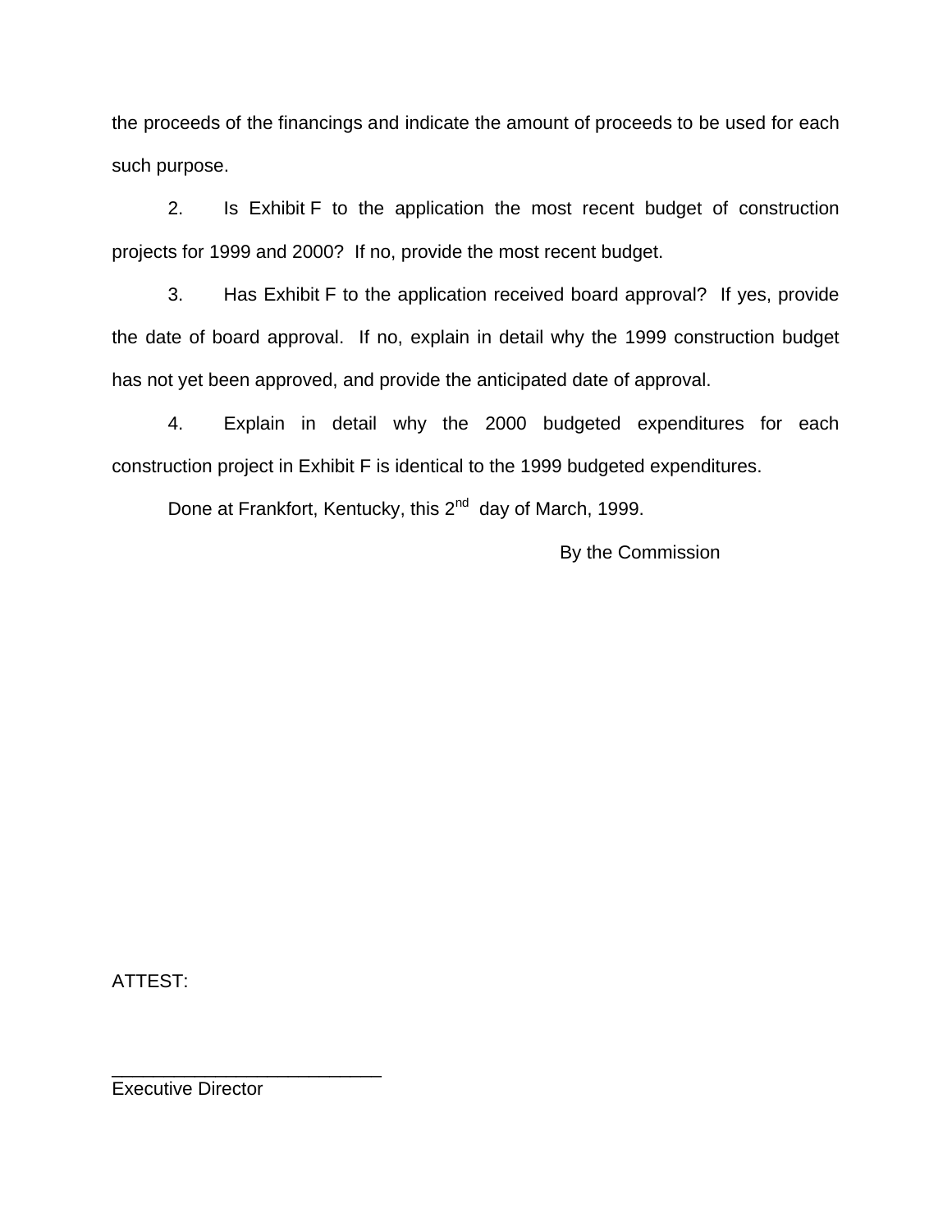the proceeds of the financings and indicate the amount of proceeds to be used for each such purpose.

2. Is Exhibit F to the application the most recent budget of construction projects for 1999 and 2000? If no, provide the most recent budget.

3. Has Exhibit F to the application received board approval? If yes, provide the date of board approval. If no, explain in detail why the 1999 construction budget has not yet been approved, and provide the anticipated date of approval.

4. Explain in detail why the 2000 budgeted expenditures for each construction project in Exhibit F is identical to the 1999 budgeted expenditures.

Done at Frankfort, Kentucky, this 2nd day of March, 1999.

By the Commission

ATTEST:

\_\_\_\_\_\_\_\_\_\_\_\_\_\_\_\_\_\_\_\_\_\_\_\_\_\_

Executive Director